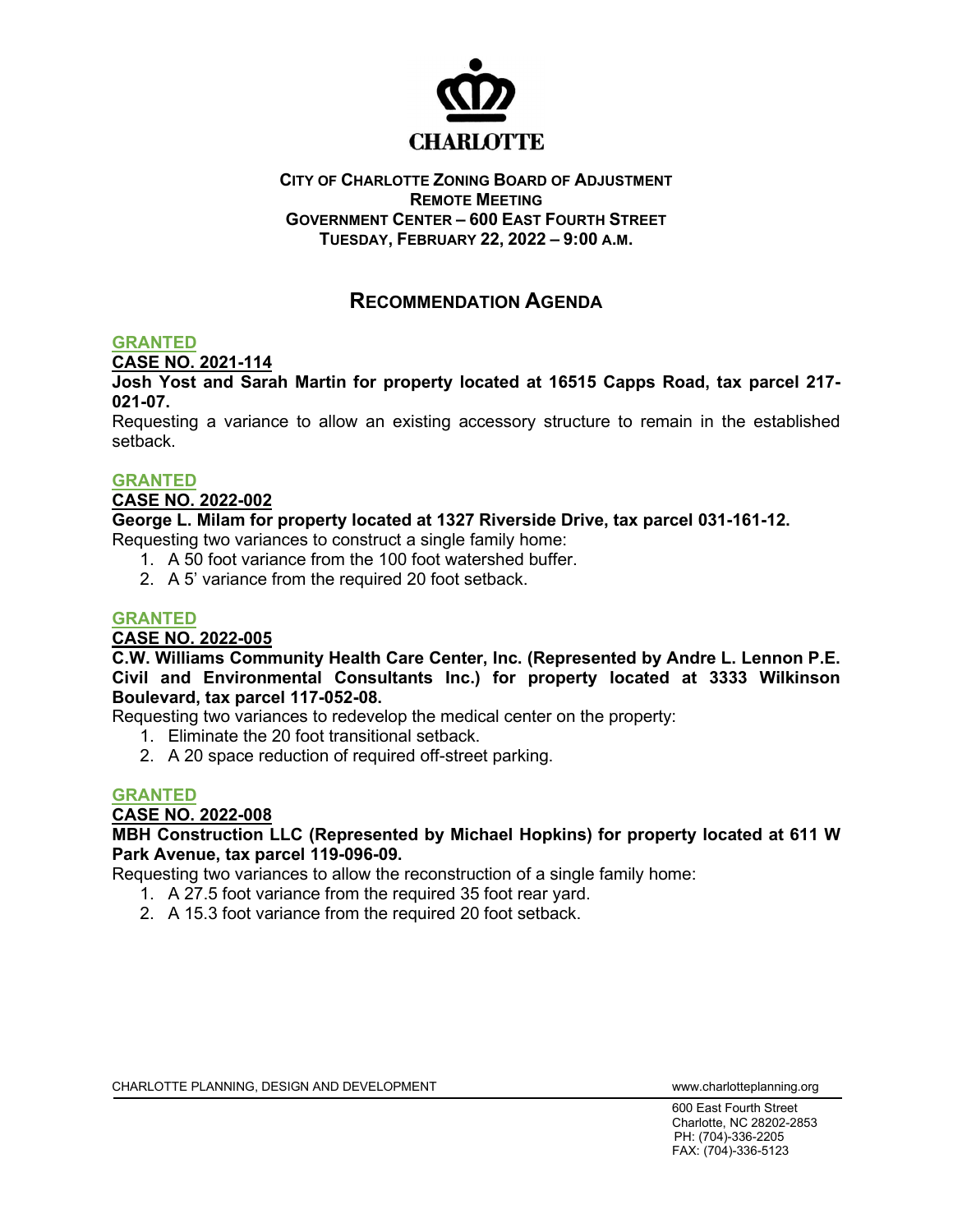CHARLOTTE

**CITY OF CHARLOTTE ZONING BOARD OF ADJUSTMENT**
**REMOTE MEETING**
**GOVERNMENT CENTER – 600 EAST FOURTH STREET**
**TUESDAY, FEBRUARY 22, 2022 – 9:00 A.M.**

# RECOMMENDATION AGENDA

**GRANTED**

**CASE NO. 2021-114**

**Josh Yost and Sarah Martin for property located at 16515 Capps Road, tax parcel 217-021-07.**

Requesting a variance to allow an existing accessory structure to remain in the established setback.

**GRANTED**

**CASE NO. 2022-002**

**George L. Milam for property located at 1327 Riverside Drive, tax parcel 031-161-12.**

Requesting two variances to construct a single family home:

1. A 50 foot variance from the 100 foot watershed buffer.
2. A 5' variance from the required 20 foot setback.

**GRANTED**

**CASE NO. 2022-005**

**C.W. Williams Community Health Care Center, Inc. (Represented by Andre L. Lennon P.E. Civil and Environmental Consultants Inc.) for property located at 3333 Wilkinson Boulevard, tax parcel 117-052-08.**

Requesting two variances to redevelop the medical center on the property:

1. Eliminate the 20 foot transitional setback.
2. A 20 space reduction of required off-street parking.

**GRANTED**

**CASE NO. 2022-008**

**MBH Construction LLC (Represented by Michael Hopkins) for property located at 611 W Park Avenue, tax parcel 119-096-09.**

Requesting two variances to allow the reconstruction of a single family home:

1. A 27.5 foot variance from the required 35 foot rear yard.
2. A 15.3 foot variance from the required 20 foot setback.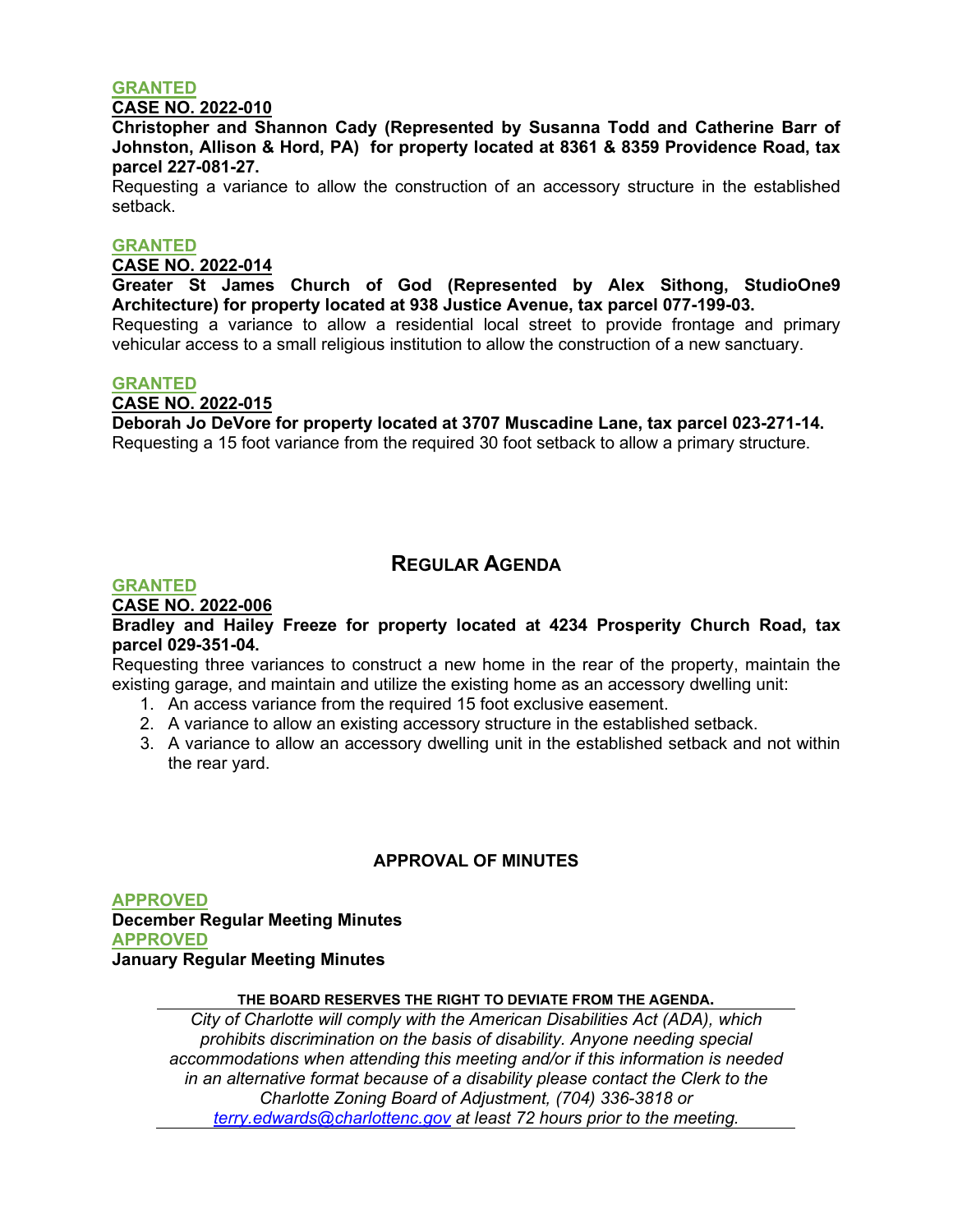**GRANTED**

**CASE NO. 2022-010**

**Christopher and Shannon Cady (Represented by Susanna Todd and Catherine Barr of Johnston, Allison & Hord, PA) for property located at 8361 & 8359 Providence Road, tax parcel 227-081-27.**

Requesting a variance to allow the construction of an accessory structure in the established setback.

**GRANTED**

**CASE NO. 2022-014**

**Greater St James Church of God (Represented by Alex Sithong, StudioOne9 Architecture) for property located at 938 Justice Avenue, tax parcel 077-199-03.**

Requesting a variance to allow a residential local street to provide frontage and primary vehicular access to a small religious institution to allow the construction of a new sanctuary.

**GRANTED**

**CASE NO. 2022-015**

**Deborah Jo DeVore for property located at 3707 Muscadine Lane, tax parcel 023-271-14.**

Requesting a 15 foot variance from the required 30 foot setback to allow a primary structure.

## REGULAR AGENDA

**GRANTED**

**CASE NO. 2022-006**

**Bradley and Hailey Freeze for property located at 4234 Prosperity Church Road, tax parcel 029-351-04.**

Requesting three variances to construct a new home in the rear of the property, maintain the existing garage, and maintain and utilize the existing home as an accessory dwelling unit:

1. An access variance from the required 15 foot exclusive easement.
2. A variance to allow an existing accessory structure in the established setback.
3. A variance to allow an accessory dwelling unit in the established setback and not within the rear yard.

## APPROVAL OF MINUTES

**APPROVED**

**December Regular Meeting Minutes**

**APPROVED**

**January Regular Meeting Minutes**

**THE BOARD RESERVES THE RIGHT TO DEVIATE FROM THE AGENDA.**

*City of Charlotte will comply with the American Disabilities Act (ADA), which prohibits discrimination on the basis of disability. Anyone needing special accommodations when attending this meeting and/or if this information is needed in an alternative format because of a disability please contact the Clerk to the Charlotte Zoning Board of Adjustment, (704) 336-3818 or terry.edwards@charlottenc.gov at least 72 hours prior to the meeting.*